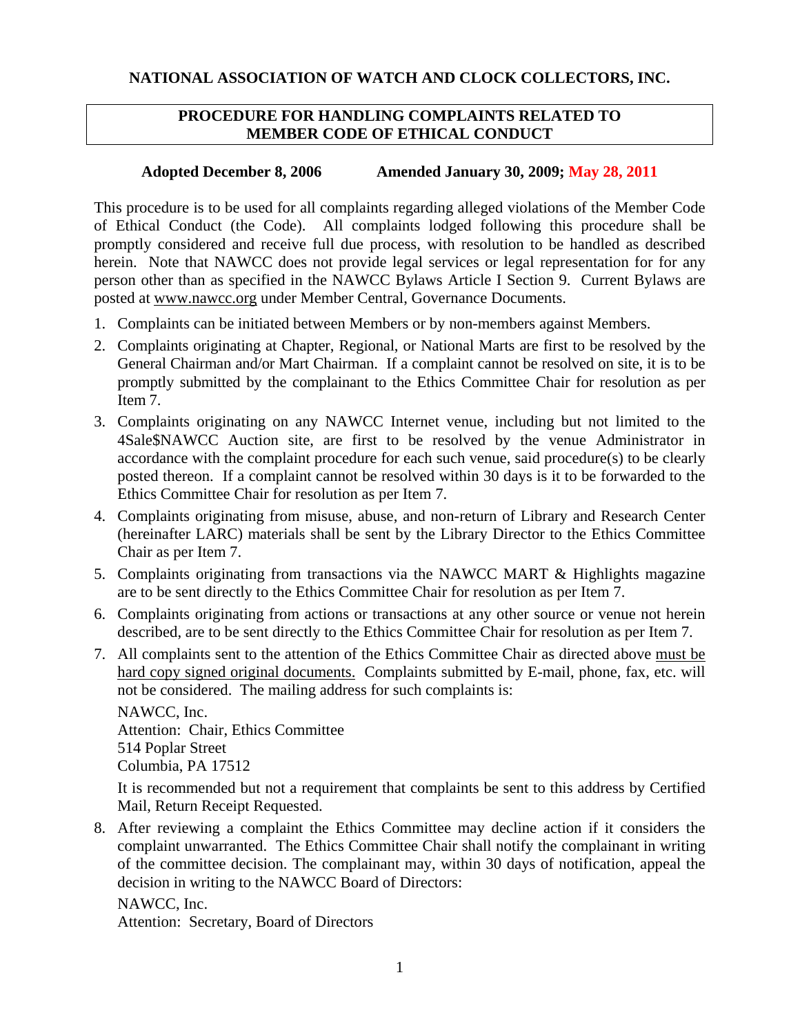# NATIONAL ASSOCIATION OF WATCH AND CLOCK COLLECTORS, INC.

## PROCEDURE FOR HANDLING COMPLAINTS RELATED TO MEMBER CODE OF ETHICAL CONDUCT

**Adopted December 8, 2006 Amended January 30, 2009; May 28, 2011**

This procedure is to be used for all complaints regarding alleged violations of the Member Code of Ethical Conduct (the Code). All complaints lodged following this procedure shall be promptly considered and receive full due process, with resolution to be handled as described herein. Note that NAWCC does not provide legal services or legal representation for for any person other than as specified in the NAWCC Bylaws Article I Section 9. Current Bylaws are posted at www.nawcc.org under Member Central, Governance Documents.

1. Complaints can be initiated between Members or by non-members against Members.
2. Complaints originating at Chapter, Regional, or National Marts are first to be resolved by the General Chairman and/or Mart Chairman. If a complaint cannot be resolved on site, it is to be promptly submitted by the complainant to the Ethics Committee Chair for resolution as per Item 7.
3. Complaints originating on any NAWCC Internet venue, including but not limited to the 4Sale$NAWCC Auction site, are first to be resolved by the venue Administrator in accordance with the complaint procedure for each such venue, said procedure(s) to be clearly posted thereon. If a complaint cannot be resolved within 30 days is it to be forwarded to the Ethics Committee Chair for resolution as per Item 7.
4. Complaints originating from misuse, abuse, and non-return of Library and Research Center (hereinafter LARC) materials shall be sent by the Library Director to the Ethics Committee Chair as per Item 7.
5. Complaints originating from transactions via the NAWCC MART & Highlights magazine are to be sent directly to the Ethics Committee Chair for resolution as per Item 7.
6. Complaints originating from actions or transactions at any other source or venue not herein described, are to be sent directly to the Ethics Committee Chair for resolution as per Item 7.
7. All complaints sent to the attention of the Ethics Committee Chair as directed above must be hard copy signed original documents. Complaints submitted by E-mail, phone, fax, etc. will not be considered. The mailing address for such complaints is:

   NAWCC, Inc.
   Attention: Chair, Ethics Committee
   514 Poplar Street
   Columbia, PA 17512

   It is recommended but not a requirement that complaints be sent to this address by Certified Mail, Return Receipt Requested.
8. After reviewing a complaint the Ethics Committee may decline action if it considers the complaint unwarranted. The Ethics Committee Chair shall notify the complainant in writing of the committee decision. The complainant may, within 30 days of notification, appeal the decision in writing to the NAWCC Board of Directors:

   NAWCC, Inc.
   Attention: Secretary, Board of Directors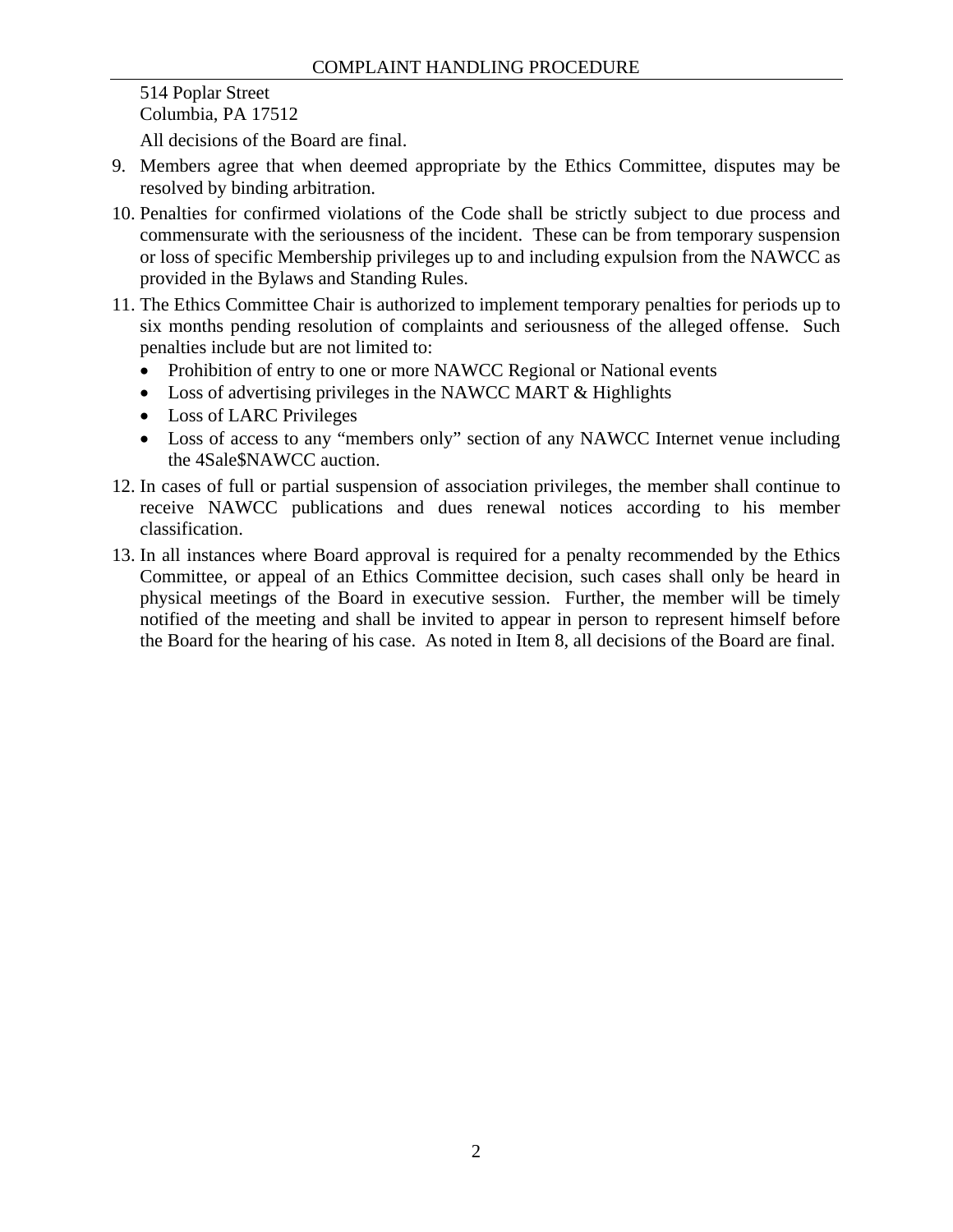514 Poplar Street
Columbia, PA 17512

All decisions of the Board are final.

9. Members agree that when deemed appropriate by the Ethics Committee, disputes may be resolved by binding arbitration.
10. Penalties for confirmed violations of the Code shall be strictly subject to due process and commensurate with the seriousness of the incident. These can be from temporary suspension or loss of specific Membership privileges up to and including expulsion from the NAWCC as provided in the Bylaws and Standing Rules.
11. The Ethics Committee Chair is authorized to implement temporary penalties for periods up to six months pending resolution of complaints and seriousness of the alleged offense. Such penalties include but are not limited to:
    - Prohibition of entry to one or more NAWCC Regional or National events
    - Loss of advertising privileges in the NAWCC MART & Highlights
    - Loss of LARC Privileges
    - Loss of access to any "members only" section of any NAWCC Internet venue including the 4Sale$NAWCC auction.
12. In cases of full or partial suspension of association privileges, the member shall continue to receive NAWCC publications and dues renewal notices according to his member classification.
13. In all instances where Board approval is required for a penalty recommended by the Ethics Committee, or appeal of an Ethics Committee decision, such cases shall only be heard in physical meetings of the Board in executive session. Further, the member will be timely notified of the meeting and shall be invited to appear in person to represent himself before the Board for the hearing of his case. As noted in Item 8, all decisions of the Board are final.